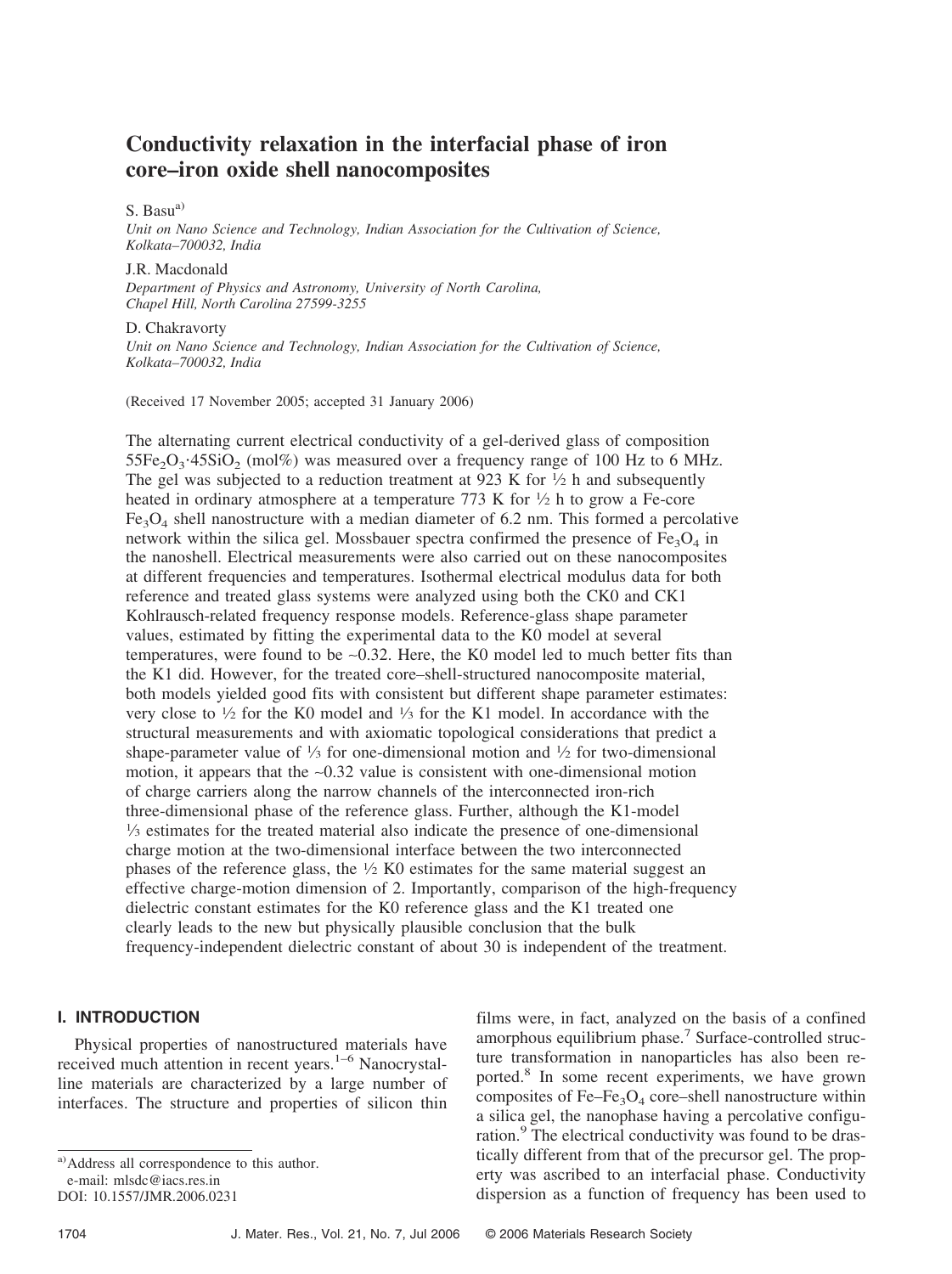# Conductivity relaxation in the interfacial phase of iron core–iron oxide shell nanocomposites

S. Basu[a]

*Unit on Nano Science and Technology, Indian Association for the Cultivation of Science, Kolkata–700032, India*

J.R. Macdonald

*Department of Physics and Astronomy, University of North Carolina, Chapel Hill, North Carolina 27599-3255*

D. Chakravorty

*Unit on Nano Science and Technology, Indian Association for the Cultivation of Science, Kolkata–700032, India*

(Received 17 November 2005; accepted 31 January 2006)

The alternating current electrical conductivity of a gel-derived glass of composition $55Fe_2O_3{\cdot}45SiO_2$ (mol%) was measured over a frequency range of 100 Hz to 6 MHz. The gel was subjected to a reduction treatment at 923 K for ½ h and subsequently heated in ordinary atmosphere at a temperature 773 K for ½ h to grow a Fe-core $Fe_3O_4$ shell nanostructure with a median diameter of 6.2 nm. This formed a percolative network within the silica gel. Mossbauer spectra confirmed the presence of $Fe_3O_4$ in the nanoshell. Electrical measurements were also carried out on these nanocomposites at different frequencies and temperatures. Isothermal electrical modulus data for both reference and treated glass systems were analyzed using both the CK0 and CK1 Kohlrausch-related frequency response models. Reference-glass shape parameter values, estimated by fitting the experimental data to the K0 model at several temperatures, were found to be ~0.32. Here, the K0 model led to much better fits than the K1 did. However, for the treated core–shell-structured nanocomposite material, both models yielded good fits with consistent but different shape parameter estimates: very close to ½ for the K0 model and ⅓ for the K1 model. In accordance with the structural measurements and with axiomatic topological considerations that predict a shape-parameter value of ⅓ for one-dimensional motion and ½ for two-dimensional motion, it appears that the ~0.32 value is consistent with one-dimensional motion of charge carriers along the narrow channels of the interconnected iron-rich three-dimensional phase of the reference glass. Further, although the K1-model ⅓ estimates for the treated material also indicate the presence of one-dimensional charge motion at the two-dimensional interface between the two interconnected phases of the reference glass, the ½ K0 estimates for the same material suggest an effective charge-motion dimension of 2. Importantly, comparison of the high-frequency dielectric constant estimates for the K0 reference glass and the K1 treated one clearly leads to the new but physically plausible conclusion that the bulk frequency-independent dielectric constant of about 30 is independent of the treatment.

## I. INTRODUCTION

Physical properties of nanostructured materials have received much attention in recent years.[1–6] Nanocrystalline materials are characterized by a large number of interfaces. The structure and properties of silicon thin films were, in fact, analyzed on the basis of a confined amorphous equilibrium phase.[7] Surface-controlled structure transformation in nanoparticles has also been reported.[8] In some recent experiments, we have grown composites of $Fe–Fe_3O_4$ core–shell nanostructure within a silica gel, the nanophase having a percolative configuration.[9] The electrical conductivity was found to be drastically different from that of the precursor gel. The property was ascribed to an interfacial phase. Conductivity dispersion as a function of frequency has been used to

[a]Address all correspondence to this author.
e-mail: mlsdc@iacs.res.in
DOI: 10.1557/JMR.2006.0231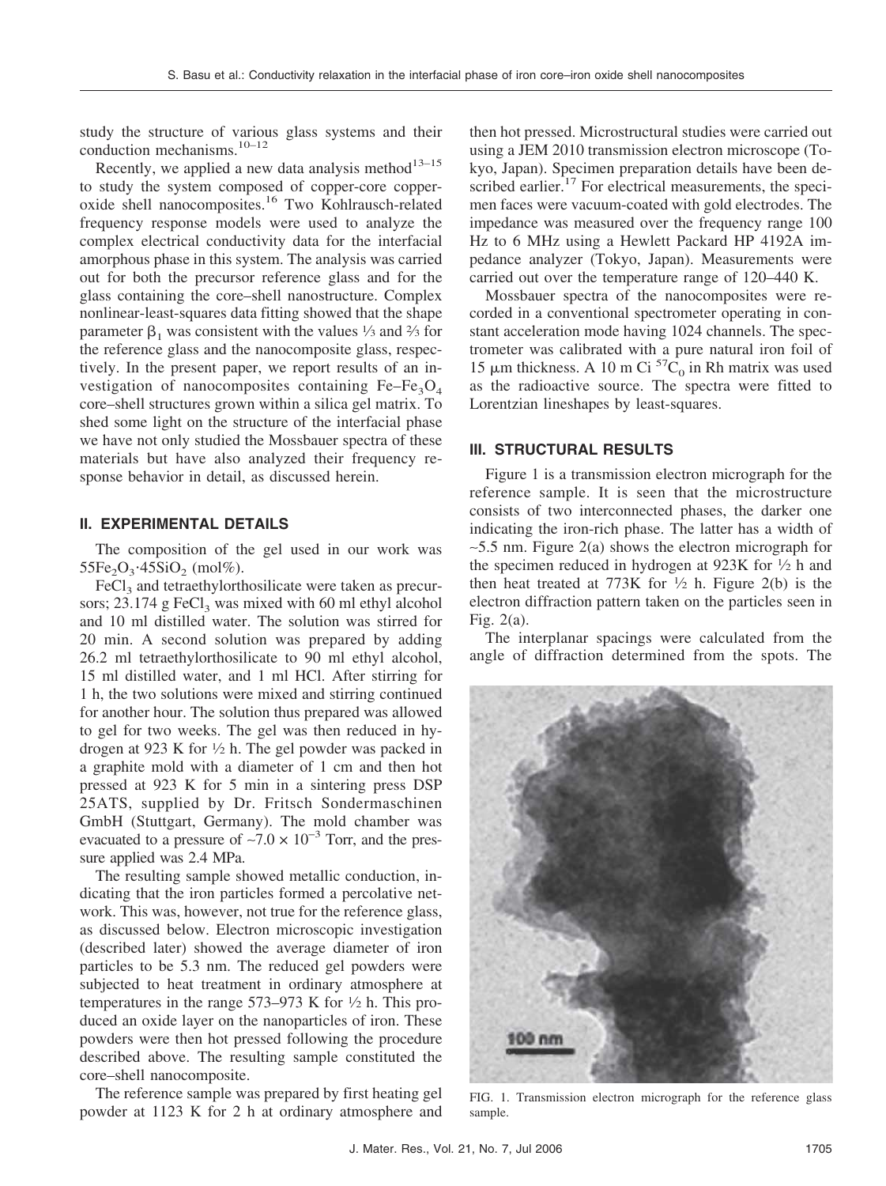study the structure of various glass systems and their conduction mechanisms.[10–12]

Recently, we applied a new data analysis method[13–15] to study the system composed of copper-core copper-oxide shell nanocomposites.[16] Two Kohlrausch-related frequency response models were used to analyze the complex electrical conductivity data for the interfacial amorphous phase in this system. The analysis was carried out for both the precursor reference glass and for the glass containing the core–shell nanostructure. Complex nonlinear-least-squares data fitting showed that the shape parameter $\beta_1$ was consistent with the values ⅓ and ⅔ for the reference glass and the nanocomposite glass, respectively. In the present paper, we report results of an investigation of nanocomposites containing $Fe–Fe_3O_4$ core–shell structures grown within a silica gel matrix. To shed some light on the structure of the interfacial phase we have not only studied the Mossbauer spectra of these materials but have also analyzed their frequency response behavior in detail, as discussed herein.

## II. EXPERIMENTAL DETAILS

The composition of the gel used in our work was $55Fe_2O_3{\cdot}45SiO_2$ (mol%).

$FeCl_3$ and tetraethylorthosilicate were taken as precursors; 23.174 g $FeCl_3$ was mixed with 60 ml ethyl alcohol and 10 ml distilled water. The solution was stirred for 20 min. A second solution was prepared by adding 26.2 ml tetraethylorthosilicate to 90 ml ethyl alcohol, 15 ml distilled water, and 1 ml HCl. After stirring for 1 h, the two solutions were mixed and stirring continued for another hour. The solution thus prepared was allowed to gel for two weeks. The gel was then reduced in hydrogen at 923 K for ½ h. The gel powder was packed in a graphite mold with a diameter of 1 cm and then hot pressed at 923 K for 5 min in a sintering press DSP 25ATS, supplied by Dr. Fritsch Sondermaschinen GmbH (Stuttgart, Germany). The mold chamber was evacuated to a pressure of $\sim 7.0 \times 10^{-3}$ Torr, and the pressure applied was 2.4 MPa.

The resulting sample showed metallic conduction, indicating that the iron particles formed a percolative network. This was, however, not true for the reference glass, as discussed below. Electron microscopic investigation (described later) showed the average diameter of iron particles to be 5.3 nm. The reduced gel powders were subjected to heat treatment in ordinary atmosphere at temperatures in the range 573–973 K for ½ h. This produced an oxide layer on the nanoparticles of iron. These powders were then hot pressed following the procedure described above. The resulting sample constituted the core–shell nanocomposite.

The reference sample was prepared by first heating gel powder at 1123 K for 2 h at ordinary atmosphere and then hot pressed. Microstructural studies were carried out using a JEM 2010 transmission electron microscope (Tokyo, Japan). Specimen preparation details have been described earlier.[17] For electrical measurements, the specimen faces were vacuum-coated with gold electrodes. The impedance was measured over the frequency range 100 Hz to 6 MHz using a Hewlett Packard HP 4192A impedance analyzer (Tokyo, Japan). Measurements were carried out over the temperature range of 120–440 K.

Mossbauer spectra of the nanocomposites were recorded in a conventional spectrometer operating in constant acceleration mode having 1024 channels. The spectrometer was calibrated with a pure natural iron foil of 15 μm thickness. A 10 m Ci $^{57}C_0$ in Rh matrix was used as the radioactive source. The spectra were fitted to Lorentzian lineshapes by least-squares.

## III. STRUCTURAL RESULTS

Figure 1 is a transmission electron micrograph for the reference sample. It is seen that the microstructure consists of two interconnected phases, the darker one indicating the iron-rich phase. The latter has a width of ~5.5 nm. Figure 2(a) shows the electron micrograph for the specimen reduced in hydrogen at 923K for ½ h and then heat treated at 773K for ½ h. Figure 2(b) is the electron diffraction pattern taken on the particles seen in Fig. 2(a).

The interplanar spacings were calculated from the angle of diffraction determined from the spots. The

FIG. 1. Transmission electron micrograph for the reference glass sample.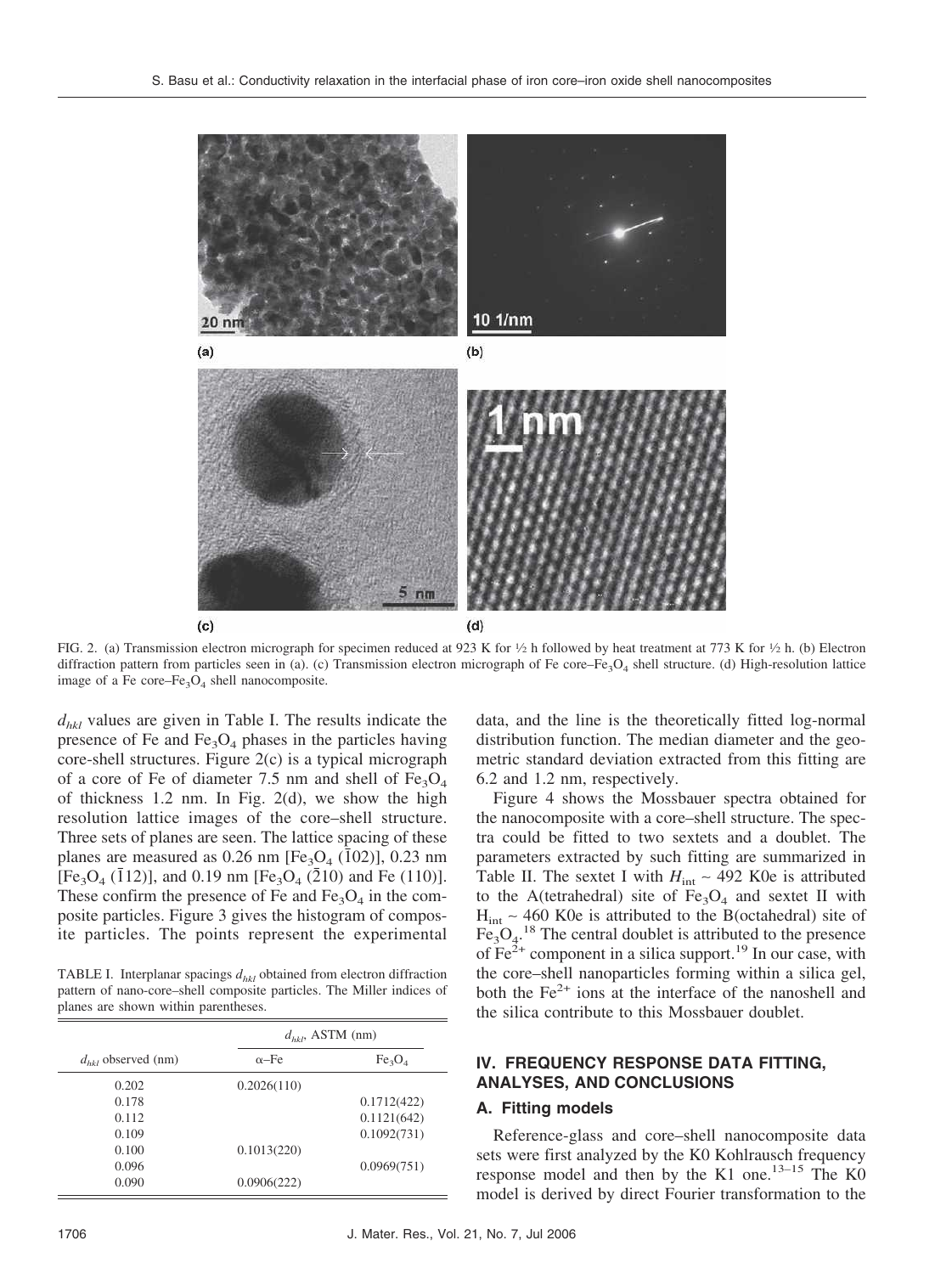FIG. 2. (a) Transmission electron micrograph for specimen reduced at 923 K for ½ h followed by heat treatment at 773 K for ½ h. (b) Electron diffraction pattern from particles seen in (a). (c) Transmission electron micrograph of Fe core–$Fe_3O_4$ shell structure. (d) High-resolution lattice image of a Fe core–$Fe_3O_4$ shell nanocomposite.

$d_{hkl}$ values are given in Table I. The results indicate the presence of Fe and $Fe_3O_4$ phases in the particles having core-shell structures. Figure 2(c) is a typical micrograph of a core of Fe of diameter 7.5 nm and shell of $Fe_3O_4$ of thickness 1.2 nm. In Fig. 2(d), we show the high resolution lattice images of the core–shell structure. Three sets of planes are seen. The lattice spacing of these planes are measured as 0.26 nm [$Fe_3O_4$ ($\bar{1}02$)], 0.23 nm [$Fe_3O_4$ ($\bar{1}12$)], and 0.19 nm [$Fe_3O_4$ ($\bar{2}10$) and Fe (110)]. These confirm the presence of Fe and $Fe_3O_4$ in the composite particles. Figure 3 gives the histogram of composite particles. The points represent the experimental data, and the line is the theoretically fitted log-normal distribution function. The median diameter and the geometric standard deviation extracted from this fitting are 6.2 and 1.2 nm, respectively.

TABLE I. Interplanar spacings $d_{hkl}$ obtained from electron diffraction pattern of nano-core–shell composite particles. The Miller indices of planes are shown within parentheses.

| | $d_{hkl}$, ASTM (nm) | |
|---|---|---|
| $d_{hkl}$ observed (nm) | α–Fe | $Fe_3O_4$ |
| 0.202 | 0.2026(110) | |
| 0.178 | | 0.1712(422) |
| 0.112 | | 0.1121(642) |
| 0.109 | | 0.1092(731) |
| 0.100 | 0.1013(220) | |
| 0.096 | | 0.0969(751) |
| 0.090 | 0.0906(222) | |

Figure 4 shows the Mossbauer spectra obtained for the nanocomposite with a core–shell structure. The spectra could be fitted to two sextets and a doublet. The parameters extracted by such fitting are summarized in Table II. The sextet I with $H_{int}$ ~ 492 K0e is attributed to the A(tetrahedral) site of $Fe_3O_4$ and sextet II with $H_{int}$ ~ 460 K0e is attributed to the B(octahedral) site of $Fe_3O_4$.[18] The central doublet is attributed to the presence of $Fe^{2+}$ component in a silica support.[19] In our case, with the core–shell nanoparticles forming within a silica gel, both the $Fe^{2+}$ ions at the interface of the nanoshell and the silica contribute to this Mossbauer doublet.

## IV. FREQUENCY RESPONSE DATA FITTING, ANALYSES, AND CONCLUSIONS

### A. Fitting models

Reference-glass and core–shell nanocomposite data sets were first analyzed by the K0 Kohlrausch frequency response model and then by the K1 one.[13–15] The K0 model is derived by direct Fourier transformation to the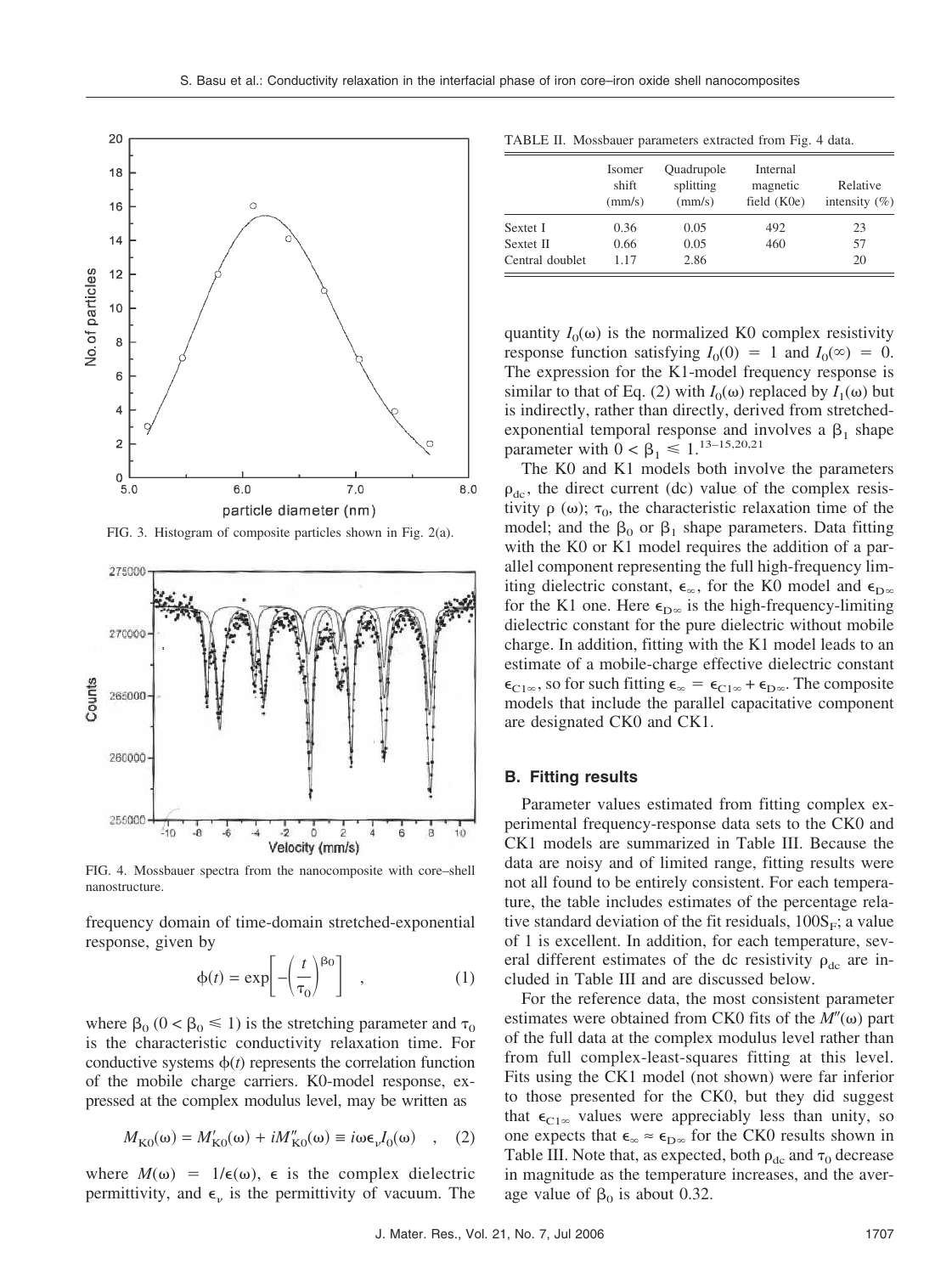FIG. 3. Histogram of composite particles shown in Fig. 2(a).

FIG. 4. Mossbauer spectra from the nanocomposite with core–shell nanostructure.

frequency domain of time-domain stretched-exponential response, given by

$$\phi(t) = \exp\left[-\left(\frac{t}{\tau_0}\right)^{\beta_0}\right] \quad , \tag{1}$$

where $\beta_0$ ($0 < \beta_0 \leqslant 1$) is the stretching parameter and $\tau_0$ is the characteristic conductivity relaxation time. For conductive systems $\phi(t)$ represents the correlation function of the mobile charge carriers. K0-model response, expressed at the complex modulus level, may be written as

$$M_{K0}(\omega) = M'_{K0}(\omega) + iM''_{K0}(\omega) \equiv i\omega\epsilon_\nu I_0(\omega) \quad , \tag{2}$$

where $M(\omega) = 1/\epsilon(\omega)$, $\epsilon$ is the complex dielectric permittivity, and $\epsilon_\nu$ is the permittivity of vacuum. The quantity $I_0(\omega)$ is the normalized K0 complex resistivity response function satisfying $I_0(0) = 1$ and $I_0(\infty) = 0$. The expression for the K1-model frequency response is similar to that of Eq. (2) with $I_0(\omega)$ replaced by $I_1(\omega)$ but is indirectly, rather than directly, derived from stretched-exponential temporal response and involves a $\beta_1$ shape parameter with $0 < \beta_1 \leqslant 1$.[13–15,20,21]

TABLE II. Mossbauer parameters extracted from Fig. 4 data.

| | Isomer shift (mm/s) | Quadrupole splitting (mm/s) | Internal magnetic field (K0e) | Relative intensity (%) |
|---|---|---|---|---|
| Sextet I | 0.36 | 0.05 | 492 | 23 |
| Sextet II | 0.66 | 0.05 | 460 | 57 |
| Central doublet | 1.17 | 2.86 | | 20 |

The K0 and K1 models both involve the parameters $\rho_{dc}$, the direct current (dc) value of the complex resistivity $\rho$ ($\omega$); $\tau_0$, the characteristic relaxation time of the model; and the $\beta_0$ or $\beta_1$ shape parameters. Data fitting with the K0 or K1 model requires the addition of a parallel component representing the full high-frequency limiting dielectric constant, $\epsilon_\infty$, for the K0 model and $\epsilon_{D\infty}$ for the K1 one. Here $\epsilon_{D\infty}$ is the high-frequency-limiting dielectric constant for the pure dielectric without mobile charge. In addition, fitting with the K1 model leads to an estimate of a mobile-charge effective dielectric constant $\epsilon_{C1\infty}$, so for such fitting $\epsilon_\infty = \epsilon_{C1\infty} + \epsilon_{D\infty}$. The composite models that include the parallel capacitative component are designated CK0 and CK1.

### B. Fitting results

Parameter values estimated from fitting complex experimental frequency-response data sets to the CK0 and CK1 models are summarized in Table III. Because the data are noisy and of limited range, fitting results were not all found to be entirely consistent. For each temperature, the table includes estimates of the percentage relative standard deviation of the fit residuals, $100S_F$; a value of 1 is excellent. In addition, for each temperature, several different estimates of the dc resistivity $\rho_{dc}$ are included in Table III and are discussed below.

For the reference data, the most consistent parameter estimates were obtained from CK0 fits of the $M''(\omega)$ part of the full data at the complex modulus level rather than from full complex-least-squares fitting at this level. Fits using the CK1 model (not shown) were far inferior to those presented for the CK0, but they did suggest that $\epsilon_{C1\infty}$ values were appreciably less than unity, so one expects that $\epsilon_\infty \approx \epsilon_{D\infty}$ for the CK0 results shown in Table III. Note that, as expected, both $\rho_{dc}$ and $\tau_0$ decrease in magnitude as the temperature increases, and the average value of $\beta_0$ is about 0.32.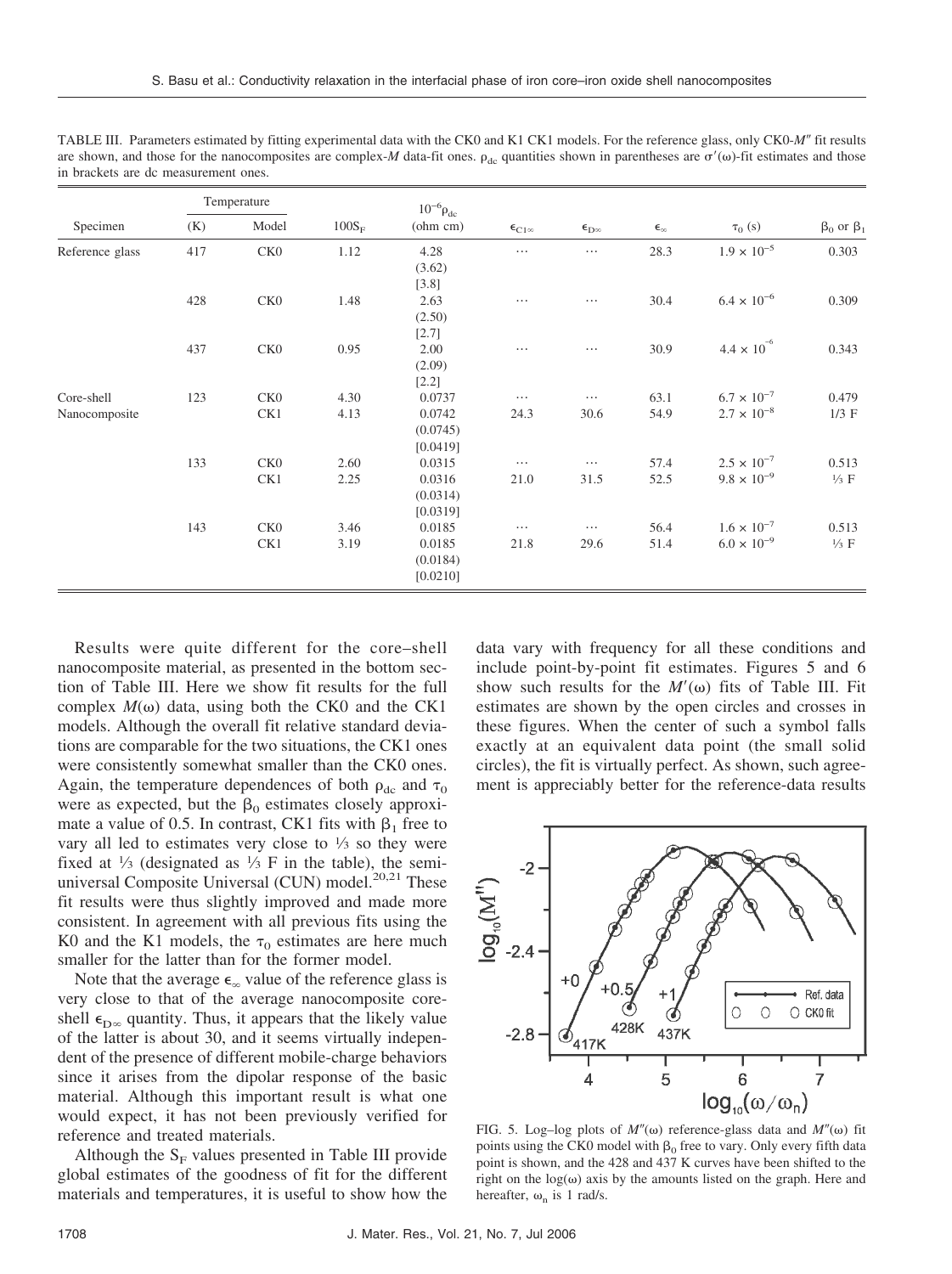TABLE III. Parameters estimated by fitting experimental data with the CK0 and K1 CK1 models. For the reference glass, only CK0-$M''$ fit results are shown, and those for the nanocomposites are complex-$M$ data-fit ones. $\rho_{dc}$ quantities shown in parentheses are $\sigma'(\omega)$-fit estimates and those in brackets are dc measurement ones.

| Specimen | Temperature (K) | Model | $100S_F$ | $10^{-6}\rho_{dc}$ (ohm cm) | $\epsilon_{C1\infty}$ | $\epsilon_{D\infty}$ | $\epsilon_{\infty}$ | $\tau_0$ (s) | $\beta_0$ or $\beta_1$ |
|---|---|---|---|---|---|---|---|---|---|
| Reference glass | 417 | CK0 | 1.12 | 4.28 (3.62) [3.8] | ⋯ | ⋯ | 28.3 | $1.9 \times 10^{-5}$ | 0.303 |
| | 428 | CK0 | 1.48 | 2.63 (2.50) [2.7] | ⋯ | ⋯ | 30.4 | $6.4 \times 10^{-6}$ | 0.309 |
| | 437 | CK0 | 0.95 | 2.00 (2.09) [2.2] | ⋯ | ⋯ | 30.9 | $4.4 \times 10^{-6}$ | 0.343 |
| Core-shell Nanocomposite | 123 | CK0 | 4.30 | 0.0737 | ⋯ | ⋯ | 63.1 | $6.7 \times 10^{-7}$ | 0.479 |
| | | CK1 | 4.13 | 0.0742 (0.0745) [0.0419] | 24.3 | 30.6 | 54.9 | $2.7 \times 10^{-8}$ | 1/3 F |
| | 133 | CK0 | 2.60 | 0.0315 | ⋯ | ⋯ | 57.4 | $2.5 \times 10^{-7}$ | 0.513 |
| | | CK1 | 2.25 | 0.0316 (0.0314) [0.0319] | 21.0 | 31.5 | 52.5 | $9.8 \times 10^{-9}$ | ⅓ F |
| | 143 | CK0 | 3.46 | 0.0185 | ⋯ | ⋯ | 56.4 | $1.6 \times 10^{-7}$ | 0.513 |
| | | CK1 | 3.19 | 0.0185 (0.0184) [0.0210] | 21.8 | 29.6 | 51.4 | $6.0 \times 10^{-9}$ | ⅓ F |

Results were quite different for the core–shell nanocomposite material, as presented in the bottom section of Table III. Here we show fit results for the full complex $M(\omega)$ data, using both the CK0 and the CK1 models. Although the overall fit relative standard deviations are comparable for the two situations, the CK1 ones were consistently somewhat smaller than the CK0 ones. Again, the temperature dependences of both $\rho_{dc}$ and $\tau_0$ were as expected, but the $\beta_0$ estimates closely approximate a value of 0.5. In contrast, CK1 fits with $\beta_1$ free to vary all led to estimates very close to ⅓ so they were fixed at ⅓ (designated as ⅓ F in the table), the semi-universal Composite Universal (CUN) model.[20,21] These fit results were thus slightly improved and made more consistent. In agreement with all previous fits using the K0 and the K1 models, the $\tau_0$ estimates are here much smaller for the latter than for the former model.

Note that the average $\epsilon_{\infty}$ value of the reference glass is very close to that of the average nanocomposite core-shell $\epsilon_{D\infty}$ quantity. Thus, it appears that the likely value of the latter is about 30, and it seems virtually independent of the presence of different mobile-charge behaviors since it arises from the dipolar response of the basic material. Although this important result is what one would expect, it has not been previously verified for reference and treated materials.

Although the $S_F$ values presented in Table III provide global estimates of the goodness of fit for the different materials and temperatures, it is useful to show how the data vary with frequency for all these conditions and include point-by-point fit estimates. Figures 5 and 6 show such results for the $M'(\omega)$ fits of Table III. Fit estimates are shown by the open circles and crosses in these figures. When the center of such a symbol falls exactly at an equivalent data point (the small solid circles), the fit is virtually perfect. As shown, such agreement is appreciably better for the reference-data results

FIG. 5. Log–log plots of $M''(\omega)$ reference-glass data and $M''(\omega)$ fit points using the CK0 model with $\beta_0$ free to vary. Only every fifth data point is shown, and the 428 and 437 K curves have been shifted to the right on the $\log(\omega)$ axis by the amounts listed on the graph. Here and hereafter, $\omega_n$ is 1 rad/s.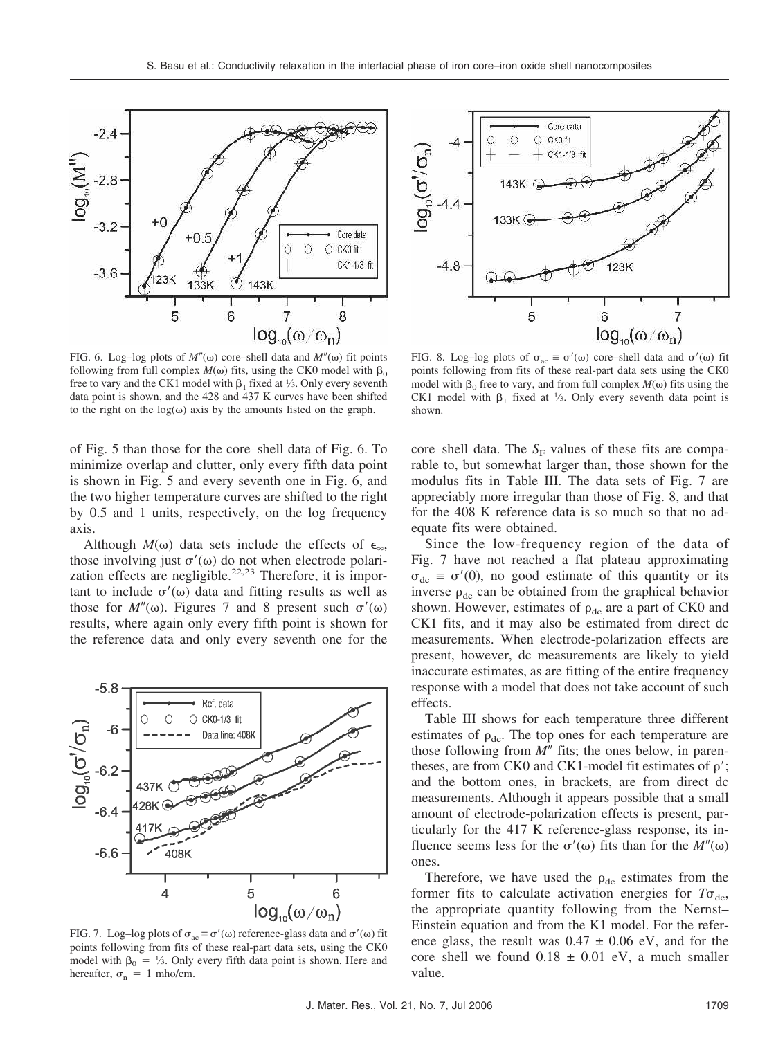FIG. 6. Log–log plots of $M''(\omega)$ core–shell data and $M''(\omega)$ fit points following from full complex $M(\omega)$ fits, using the CK0 model with $\beta_0$ free to vary and the CK1 model with $\beta_1$ fixed at ⅓. Only every seventh data point is shown, and the 428 and 437 K curves have been shifted to the right on the $\log(\omega)$ axis by the amounts listed on the graph.

FIG. 8. Log–log plots of $\sigma_{ac} \equiv \sigma'(\omega)$ core–shell data and $\sigma'(\omega)$ fit points following from fits of these real-part data sets using the CK0 model with $\beta_0$ free to vary, and from full complex $M(\omega)$ fits using the CK1 model with $\beta_1$ fixed at ⅓. Only every seventh data point is shown.

of Fig. 5 than those for the core–shell data of Fig. 6. To minimize overlap and clutter, only every fifth data point is shown in Fig. 5 and every seventh one in Fig. 6, and the two higher temperature curves are shifted to the right by 0.5 and 1 units, respectively, on the log frequency axis.

Although $M(\omega)$ data sets include the effects of $\epsilon_\infty$, those involving just $\sigma'(\omega)$ do not when electrode polarization effects are negligible.[22,23] Therefore, it is important to include $\sigma'(\omega)$ data and fitting results as well as those for $M''(\omega)$. Figures 7 and 8 present such $\sigma'(\omega)$ results, where again only every fifth point is shown for the reference data and only every seventh one for the core–shell data. The $S_F$ values of these fits are comparable to, but somewhat larger than, those shown for the modulus fits in Table III. The data sets of Fig. 7 are appreciably more irregular than those of Fig. 8, and that for the 408 K reference data is so much so that no adequate fits were obtained.

FIG. 7. Log–log plots of $\sigma_{ac} \equiv \sigma'(\omega)$ reference-glass data and $\sigma'(\omega)$ fit points following from fits of these real-part data sets, using the CK0 model with $\beta_0$ = ⅓. Only every fifth data point is shown. Here and hereafter, $\sigma_n$ = 1 mho/cm.

Since the low-frequency region of the data of Fig. 7 have not reached a flat plateau approximating $\sigma_{dc} \equiv \sigma'(0)$, no good estimate of this quantity or its inverse $\rho_{dc}$ can be obtained from the graphical behavior shown. However, estimates of $\rho_{dc}$ are a part of CK0 and CK1 fits, and it may also be estimated from direct dc measurements. When electrode-polarization effects are present, however, dc measurements are likely to yield inaccurate estimates, as are fitting of the entire frequency response with a model that does not take account of such effects.

Table III shows for each temperature three different estimates of $\rho_{dc}$. The top ones for each temperature are those following from $M''$ fits; the ones below, in parentheses, are from CK0 and CK1-model fit estimates of $\rho'$; and the bottom ones, in brackets, are from direct dc measurements. Although it appears possible that a small amount of electrode-polarization effects is present, particularly for the 417 K reference-glass response, its influence seems less for the $\sigma'(\omega)$ fits than for the $M''(\omega)$ ones.

Therefore, we have used the $\rho_{dc}$ estimates from the former fits to calculate activation energies for $T\sigma_{dc}$, the appropriate quantity following from the Nernst–Einstein equation and from the K1 model. For the reference glass, the result was 0.47 ± 0.06 eV, and for the core–shell we found 0.18 ± 0.01 eV, a much smaller value.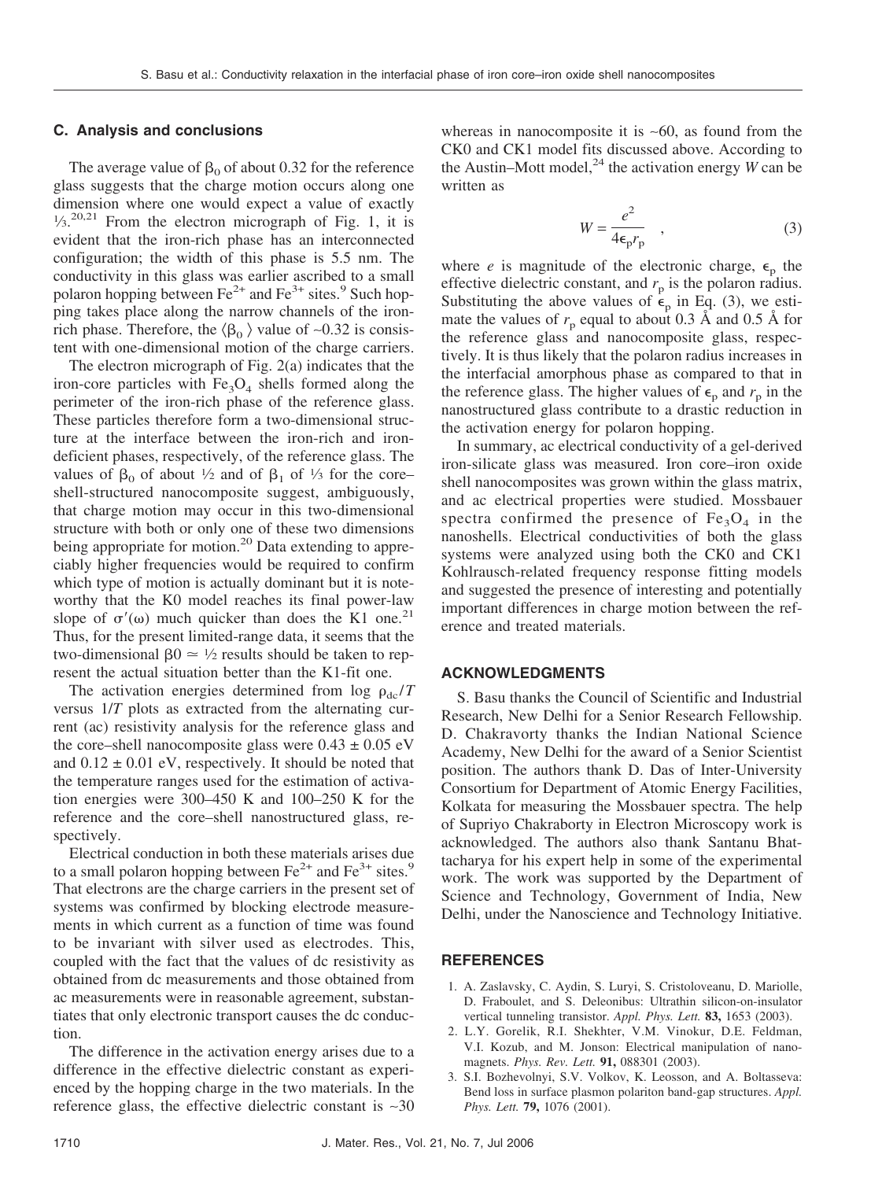### C. Analysis and conclusions

The average value of $\beta_0$ of about 0.32 for the reference glass suggests that the charge motion occurs along one dimension where one would expect a value of exactly ⅓.[20,21] From the electron micrograph of Fig. 1, it is evident that the iron-rich phase has an interconnected configuration; the width of this phase is 5.5 nm. The conductivity in this glass was earlier ascribed to a small polaron hopping between $Fe^{2+}$ and $Fe^{3+}$ sites.[9] Such hopping takes place along the narrow channels of the iron-rich phase. Therefore, the $\langle \beta_0 \rangle$ value of ~0.32 is consistent with one-dimensional motion of the charge carriers.

The electron micrograph of Fig. 2(a) indicates that the iron-core particles with $Fe_3O_4$ shells formed along the perimeter of the iron-rich phase of the reference glass. These particles therefore form a two-dimensional structure at the interface between the iron-rich and iron-deficient phases, respectively, of the reference glass. The values of $\beta_0$ of about ½ and of $\beta_1$ of ⅓ for the core–shell-structured nanocomposite suggest, ambiguously, that charge motion may occur in this two-dimensional structure with both or only one of these two dimensions being appropriate for motion.[20] Data extending to appreciably higher frequencies would be required to confirm which type of motion is actually dominant but it is noteworthy that the K0 model reaches its final power-law slope of $\sigma'(\omega)$ much quicker than does the K1 one.[21] Thus, for the present limited-range data, it seems that the two-dimensional $\beta 0 \simeq$ ½ results should be taken to represent the actual situation better than the K1-fit one.

The activation energies determined from log $\rho_{dc}/T$ versus $1/T$ plots as extracted from the alternating current (ac) resistivity analysis for the reference glass and the core–shell nanocomposite glass were $0.43 \pm 0.05$ eV and $0.12 \pm 0.01$ eV, respectively. It should be noted that the temperature ranges used for the estimation of activation energies were 300–450 K and 100–250 K for the reference and the core–shell nanostructured glass, respectively.

Electrical conduction in both these materials arises due to a small polaron hopping between $Fe^{2+}$ and $Fe^{3+}$ sites.[9] That electrons are the charge carriers in the present set of systems was confirmed by blocking electrode measurements in which current as a function of time was found to be invariant with silver used as electrodes. This, coupled with the fact that the values of dc resistivity as obtained from dc measurements and those obtained from ac measurements were in reasonable agreement, substantiates that only electronic transport causes the dc conduction.

The difference in the activation energy arises due to a difference in the effective dielectric constant as experienced by the hopping charge in the two materials. In the reference glass, the effective dielectric constant is ~30 whereas in nanocomposite it is ~60, as found from the CK0 and CK1 model fits discussed above. According to the Austin–Mott model,[24] the activation energy $W$ can be written as

$$W = \frac{e^2}{4\epsilon_p r_p} \quad , \tag{3}$$

where $e$ is magnitude of the electronic charge, $\epsilon_p$ the effective dielectric constant, and $r_p$ is the polaron radius. Substituting the above values of $\epsilon_p$ in Eq. (3), we estimate the values of $r_p$ equal to about 0.3 Å and 0.5 Å for the reference glass and nanocomposite glass, respectively. It is thus likely that the polaron radius increases in the interfacial amorphous phase as compared to that in the reference glass. The higher values of $\epsilon_p$ and $r_p$ in the nanostructured glass contribute to a drastic reduction in the activation energy for polaron hopping.

In summary, ac electrical conductivity of a gel-derived iron-silicate glass was measured. Iron core–iron oxide shell nanocomposites was grown within the glass matrix, and ac electrical properties were studied. Mossbauer spectra confirmed the presence of $Fe_3O_4$ in the nanoshells. Electrical conductivities of both the glass systems were analyzed using both the CK0 and CK1 Kohlrausch-related frequency response fitting models and suggested the presence of interesting and potentially important differences in charge motion between the reference and treated materials.

## ACKNOWLEDGMENTS

S. Basu thanks the Council of Scientific and Industrial Research, New Delhi for a Senior Research Fellowship. D. Chakravorty thanks the Indian National Science Academy, New Delhi for the award of a Senior Scientist position. The authors thank D. Das of Inter-University Consortium for Department of Atomic Energy Facilities, Kolkata for measuring the Mossbauer spectra. The help of Supriyo Chakraborty in Electron Microscopy work is acknowledged. The authors also thank Santanu Bhattacharya for his expert help in some of the experimental work. The work was supported by the Department of Science and Technology, Government of India, New Delhi, under the Nanoscience and Technology Initiative.

## REFERENCES

1. A. Zaslavsky, C. Aydin, S. Luryi, S. Cristoloveanu, D. Mariolle, D. Fraboulet, and S. Deleonibus: Ultrathin silicon-on-insulator vertical tunneling transistor. *Appl. Phys. Lett.* **83,** 1653 (2003).
2. L.Y. Gorelik, R.I. Shekhter, V.M. Vinokur, D.E. Feldman, V.I. Kozub, and M. Jonson: Electrical manipulation of nanomagnets. *Phys. Rev. Lett.* **91,** 088301 (2003).
3. S.I. Bozhevolnyi, S.V. Volkov, K. Leosson, and A. Boltasseva: Bend loss in surface plasmon polariton band-gap structures. *Appl. Phys. Lett.* **79,** 1076 (2001).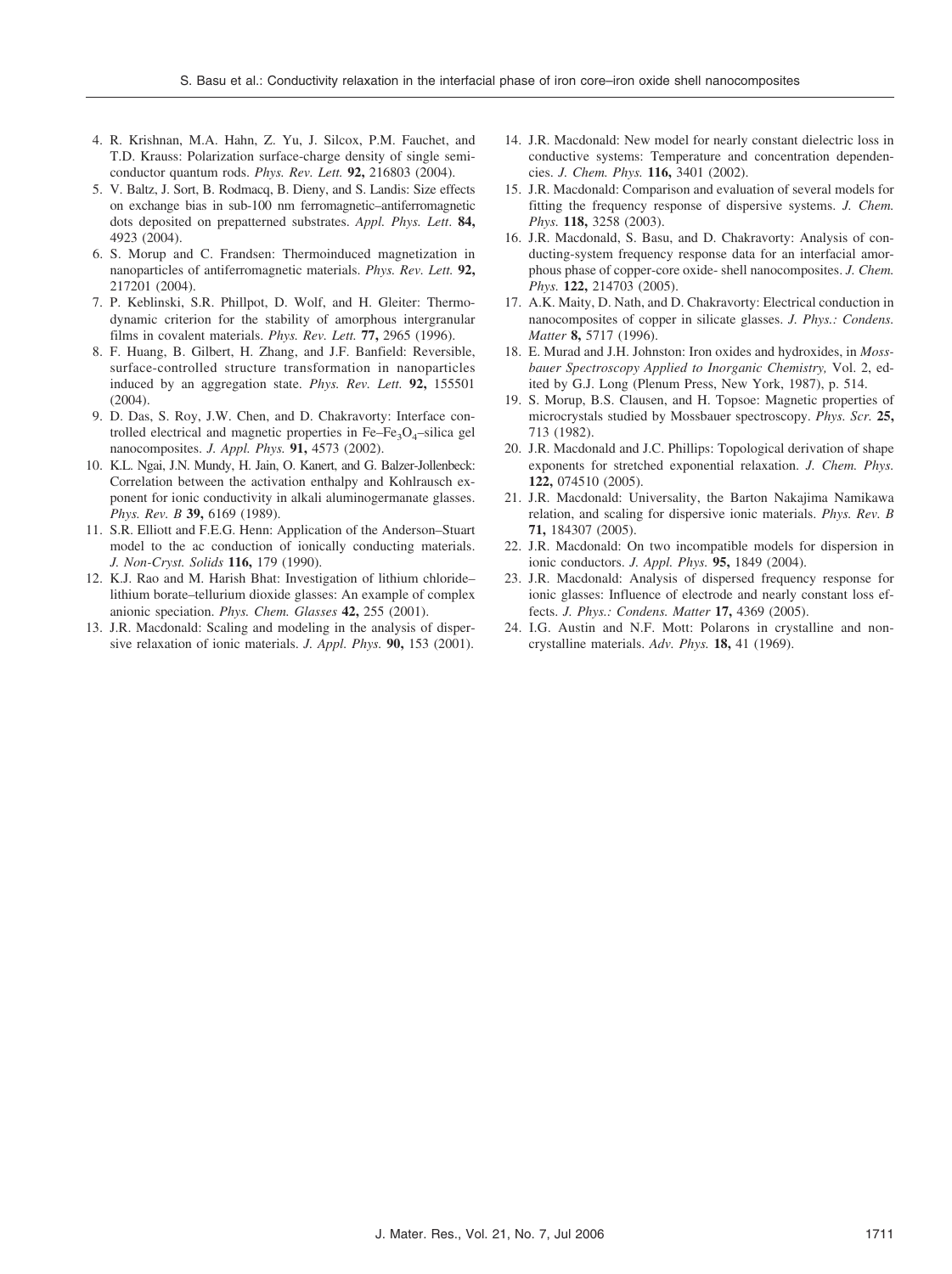4. R. Krishnan, M.A. Hahn, Z. Yu, J. Silcox, P.M. Fauchet, and T.D. Krauss: Polarization surface-charge density of single semiconductor quantum rods. *Phys. Rev. Lett.* **92,** 216803 (2004).
5. V. Baltz, J. Sort, B. Rodmacq, B. Dieny, and S. Landis: Size effects on exchange bias in sub-100 nm ferromagnetic–antiferromagnetic dots deposited on prepatterned substrates. *Appl. Phys. Lett*. **84,** 4923 (2004).
6. S. Morup and C. Frandsen: Thermoinduced magnetization in nanoparticles of antiferromagnetic materials. *Phys. Rev. Lett.* **92,** 217201 (2004).
7. P. Keblinski, S.R. Phillpot, D. Wolf, and H. Gleiter: Thermodynamic criterion for the stability of amorphous intergranular films in covalent materials. *Phys. Rev. Lett.* **77,** 2965 (1996).
8. F. Huang, B. Gilbert, H. Zhang, and J.F. Banfield: Reversible, surface-controlled structure transformation in nanoparticles induced by an aggregation state. *Phys. Rev. Lett.* **92,** 155501 (2004).
9. D. Das, S. Roy, J.W. Chen, and D. Chakravorty: Interface controlled electrical and magnetic properties in Fe–$Fe_3O_4$–silica gel nanocomposites. *J. Appl. Phys.* **91,** 4573 (2002).
10. K.L. Ngai, J.N. Mundy, H. Jain, O. Kanert, and G. Balzer-Jollenbeck: Correlation between the activation enthalpy and Kohlrausch exponent for ionic conductivity in alkali aluminogermanate glasses. *Phys. Rev. B* **39,** 6169 (1989).
11. S.R. Elliott and F.E.G. Henn: Application of the Anderson–Stuart model to the ac conduction of ionically conducting materials. *J. Non-Cryst. Solids* **116,** 179 (1990).
12. K.J. Rao and M. Harish Bhat: Investigation of lithium chloride–lithium borate–tellurium dioxide glasses: An example of complex anionic speciation. *Phys. Chem. Glasses* **42,** 255 (2001).
13. J.R. Macdonald: Scaling and modeling in the analysis of dispersive relaxation of ionic materials. *J. Appl. Phys.* **90,** 153 (2001).
14. J.R. Macdonald: New model for nearly constant dielectric loss in conductive systems: Temperature and concentration dependencies. *J. Chem. Phys.* **116,** 3401 (2002).
15. J.R. Macdonald: Comparison and evaluation of several models for fitting the frequency response of dispersive systems. *J. Chem. Phys.* **118,** 3258 (2003).
16. J.R. Macdonald, S. Basu, and D. Chakravorty: Analysis of conducting-system frequency response data for an interfacial amorphous phase of copper-core oxide- shell nanocomposites. *J. Chem. Phys.* **122,** 214703 (2005).
17. A.K. Maity, D. Nath, and D. Chakravorty: Electrical conduction in nanocomposites of copper in silicate glasses. *J. Phys.: Condens. Matter* **8,** 5717 (1996).
18. E. Murad and J.H. Johnston: Iron oxides and hydroxides, in *Mossbauer Spectroscopy Applied to Inorganic Chemistry,* Vol. 2, edited by G.J. Long (Plenum Press, New York, 1987), p. 514.
19. S. Morup, B.S. Clausen, and H. Topsoe: Magnetic properties of microcrystals studied by Mossbauer spectroscopy. *Phys. Scr.* **25,** 713 (1982).
20. J.R. Macdonald and J.C. Phillips: Topological derivation of shape exponents for stretched exponential relaxation. *J. Chem. Phys.* **122,** 074510 (2005).
21. J.R. Macdonald: Universality, the Barton Nakajima Namikawa relation, and scaling for dispersive ionic materials. *Phys. Rev. B* **71,** 184307 (2005).
22. J.R. Macdonald: On two incompatible models for dispersion in ionic conductors. *J. Appl. Phys.* **95,** 1849 (2004).
23. J.R. Macdonald: Analysis of dispersed frequency response for ionic glasses: Influence of electrode and nearly constant loss effects. *J. Phys.: Condens. Matter* **17,** 4369 (2005).
24. I.G. Austin and N.F. Mott: Polarons in crystalline and noncrystalline materials. *Adv. Phys.* **18,** 41 (1969).